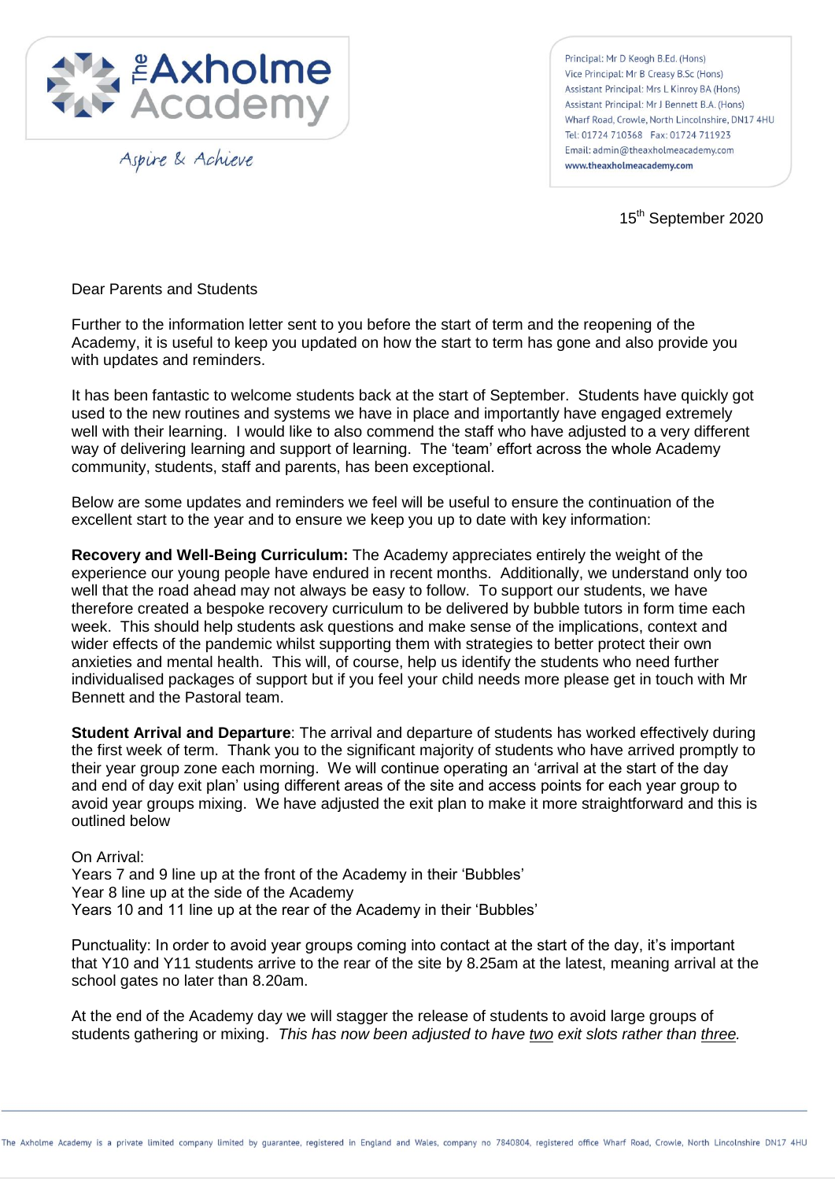The Axholme Academy

Aspire & Achieve

Principal: Mr D Keogh B.Ed. (Hons)
Vice Principal: Mr B Creasy B.Sc (Hons)
Assistant Principal: Mrs L Kinroy BA (Hons)
Assistant Principal: Mr J Bennett B.A. (Hons)
Wharf Road, Crowle, North Lincolnshire, DN17 4HU
Tel: 01724 710368 Fax: 01724 711923
Email: admin@theaxholmeacademy.com
www.theaxholmeacademy.com

15th September 2020

Dear Parents and Students

Further to the information letter sent to you before the start of term and the reopening of the Academy, it is useful to keep you updated on how the start to term has gone and also provide you with updates and reminders.

It has been fantastic to welcome students back at the start of September. Students have quickly got used to the new routines and systems we have in place and importantly have engaged extremely well with their learning. I would like to also commend the staff who have adjusted to a very different way of delivering learning and support of learning. The 'team' effort across the whole Academy community, students, staff and parents, has been exceptional.

Below are some updates and reminders we feel will be useful to ensure the continuation of the excellent start to the year and to ensure we keep you up to date with key information:

**Recovery and Well-Being Curriculum:** The Academy appreciates entirely the weight of the experience our young people have endured in recent months. Additionally, we understand only too well that the road ahead may not always be easy to follow. To support our students, we have therefore created a bespoke recovery curriculum to be delivered by bubble tutors in form time each week. This should help students ask questions and make sense of the implications, context and wider effects of the pandemic whilst supporting them with strategies to better protect their own anxieties and mental health. This will, of course, help us identify the students who need further individualised packages of support but if you feel your child needs more please get in touch with Mr Bennett and the Pastoral team.

**Student Arrival and Departure**: The arrival and departure of students has worked effectively during the first week of term. Thank you to the significant majority of students who have arrived promptly to their year group zone each morning. We will continue operating an 'arrival at the start of the day and end of day exit plan' using different areas of the site and access points for each year group to avoid year groups mixing. We have adjusted the exit plan to make it more straightforward and this is outlined below

On Arrival:
Years 7 and 9 line up at the front of the Academy in their 'Bubbles'
Year 8 line up at the side of the Academy
Years 10 and 11 line up at the rear of the Academy in their 'Bubbles'

Punctuality: In order to avoid year groups coming into contact at the start of the day, it's important that Y10 and Y11 students arrive to the rear of the site by 8.25am at the latest, meaning arrival at the school gates no later than 8.20am.

At the end of the Academy day we will stagger the release of students to avoid large groups of students gathering or mixing. *This has now been adjusted to have two exit slots rather than three.*

The Axholme Academy is a private limited company limited by guarantee, registered in England and Wales, company no 7840804, registered office Wharf Road, Crowle, North Lincolnshire DN17 4HU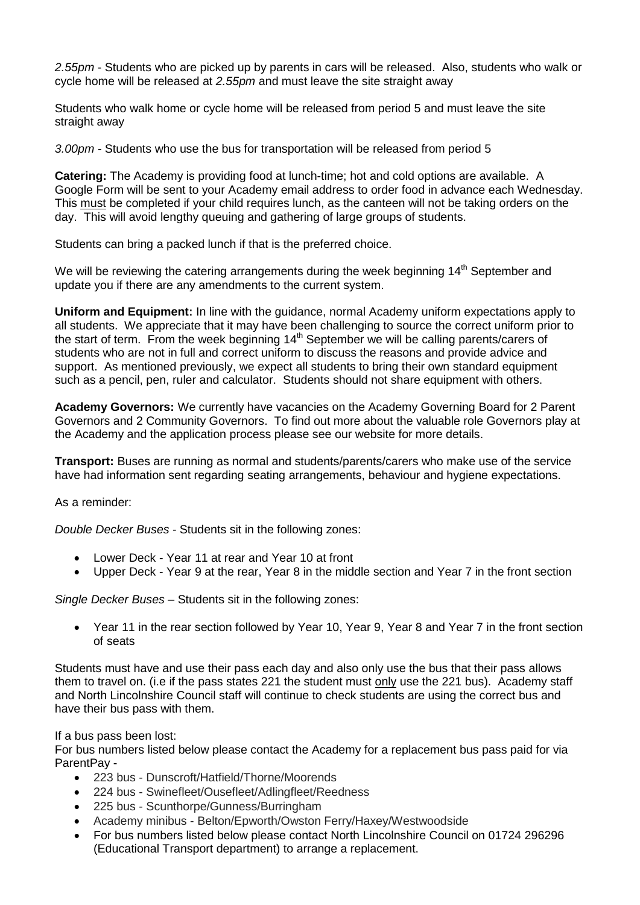*2.55pm* - Students who are picked up by parents in cars will be released. Also, students who walk or cycle home will be released at *2.55pm* and must leave the site straight away

Students who walk home or cycle home will be released from period 5 and must leave the site straight away

*3.00pm* - Students who use the bus for transportation will be released from period 5

**Catering:** The Academy is providing food at lunch-time; hot and cold options are available. A Google Form will be sent to your Academy email address to order food in advance each Wednesday. This <u>must</u> be completed if your child requires lunch, as the canteen will not be taking orders on the day. This will avoid lengthy queuing and gathering of large groups of students.

Students can bring a packed lunch if that is the preferred choice.

We will be reviewing the catering arrangements during the week beginning 14th September and update you if there are any amendments to the current system.

**Uniform and Equipment:** In line with the guidance, normal Academy uniform expectations apply to all students. We appreciate that it may have been challenging to source the correct uniform prior to the start of term. From the week beginning 14th September we will be calling parents/carers of students who are not in full and correct uniform to discuss the reasons and provide advice and support. As mentioned previously, we expect all students to bring their own standard equipment such as a pencil, pen, ruler and calculator. Students should not share equipment with others.

**Academy Governors:** We currently have vacancies on the Academy Governing Board for 2 Parent Governors and 2 Community Governors. To find out more about the valuable role Governors play at the Academy and the application process please see our website for more details.

**Transport:** Buses are running as normal and students/parents/carers who make use of the service have had information sent regarding seating arrangements, behaviour and hygiene expectations.

As a reminder:

*Double Decker Buses* - Students sit in the following zones:

- Lower Deck - Year 11 at rear and Year 10 at front
- Upper Deck - Year 9 at the rear, Year 8 in the middle section and Year 7 in the front section

*Single Decker Buses* – Students sit in the following zones:

- Year 11 in the rear section followed by Year 10, Year 9, Year 8 and Year 7 in the front section of seats

Students must have and use their pass each day and also only use the bus that their pass allows them to travel on. (i.e if the pass states 221 the student must <u>only</u> use the 221 bus). Academy staff and North Lincolnshire Council staff will continue to check students are using the correct bus and have their bus pass with them.

If a bus pass been lost:
For bus numbers listed below please contact the Academy for a replacement bus pass paid for via ParentPay -

- 223 bus - Dunscroft/Hatfield/Thorne/Moorends
- 224 bus - Swinefleet/Ousefleet/Adlingfleet/Reedness
- 225 bus - Scunthorpe/Gunness/Burringham
- Academy minibus - Belton/Epworth/Owston Ferry/Haxey/Westwoodside
- For bus numbers listed below please contact North Lincolnshire Council on 01724 296296 (Educational Transport department) to arrange a replacement.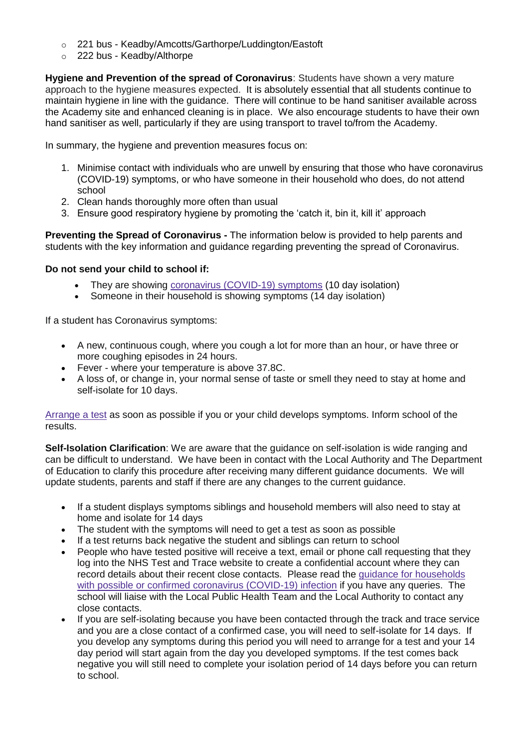- 221 bus - Keadby/Amcotts/Garthorpe/Luddington/Eastoft
- 222 bus - Keadby/Althorpe

**Hygiene and Prevention of the spread of Coronavirus**: Students have shown a very mature approach to the hygiene measures expected. It is absolutely essential that all students continue to maintain hygiene in line with the guidance. There will continue to be hand sanitiser available across the Academy site and enhanced cleaning is in place. We also encourage students to have their own hand sanitiser as well, particularly if they are using transport to travel to/from the Academy.

In summary, the hygiene and prevention measures focus on:

1. Minimise contact with individuals who are unwell by ensuring that those who have coronavirus (COVID-19) symptoms, or who have someone in their household who does, do not attend school
2. Clean hands thoroughly more often than usual
3. Ensure good respiratory hygiene by promoting the 'catch it, bin it, kill it' approach

**Preventing the Spread of Coronavirus -** The information below is provided to help parents and students with the key information and guidance regarding preventing the spread of Coronavirus.

**Do not send your child to school if:**

- They are showing coronavirus (COVID-19) symptoms (10 day isolation)
- Someone in their household is showing symptoms (14 day isolation)

If a student has Coronavirus symptoms:

- A new, continuous cough, where you cough a lot for more than an hour, or have three or more coughing episodes in 24 hours.
- Fever - where your temperature is above 37.8C.
- A loss of, or change in, your normal sense of taste or smell they need to stay at home and self-isolate for 10 days.

Arrange a test as soon as possible if you or your child develops symptoms. Inform school of the results.

**Self-Isolation Clarification**: We are aware that the guidance on self-isolation is wide ranging and can be difficult to understand. We have been in contact with the Local Authority and The Department of Education to clarify this procedure after receiving many different guidance documents. We will update students, parents and staff if there are any changes to the current guidance.

- If a student displays symptoms siblings and household members will also need to stay at home and isolate for 14 days
- The student with the symptoms will need to get a test as soon as possible
- If a test returns back negative the student and siblings can return to school
- People who have tested positive will receive a text, email or phone call requesting that they log into the NHS Test and Trace website to create a confidential account where they can record details about their recent close contacts. Please read the guidance for households with possible or confirmed coronavirus (COVID-19) infection if you have any queries. The school will liaise with the Local Public Health Team and the Local Authority to contact any close contacts.
- If you are self-isolating because you have been contacted through the track and trace service and you are a close contact of a confirmed case, you will need to self-isolate for 14 days. If you develop any symptoms during this period you will need to arrange for a test and your 14 day period will start again from the day you developed symptoms. If the test comes back negative you will still need to complete your isolation period of 14 days before you can return to school.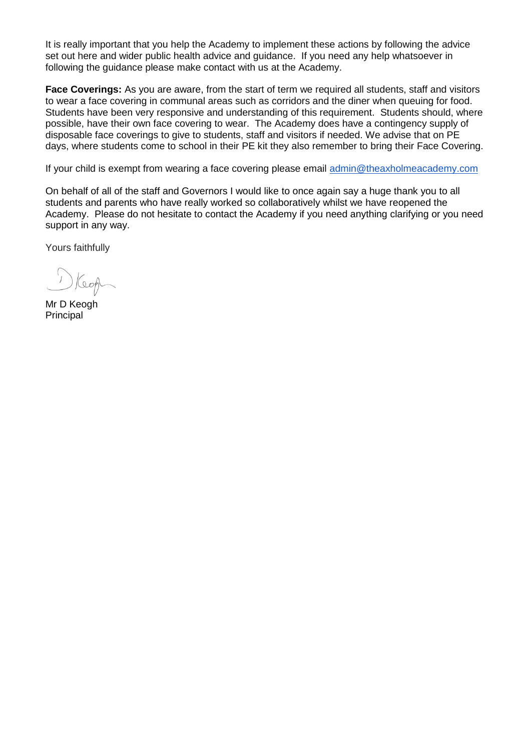It is really important that you help the Academy to implement these actions by following the advice set out here and wider public health advice and guidance. If you need any help whatsoever in following the guidance please make contact with us at the Academy.

**Face Coverings:** As you are aware, from the start of term we required all students, staff and visitors to wear a face covering in communal areas such as corridors and the diner when queuing for food. Students have been very responsive and understanding of this requirement. Students should, where possible, have their own face covering to wear. The Academy does have a contingency supply of disposable face coverings to give to students, staff and visitors if needed. We advise that on PE days, where students come to school in their PE kit they also remember to bring their Face Covering.

If your child is exempt from wearing a face covering please email [admin@theaxholmeacademy.com](mailto:admin@theaxholmeacademy.com)

On behalf of all of the staff and Governors I would like to once again say a huge thank you to all students and parents who have really worked so collaboratively whilst we have reopened the Academy. Please do not hesitate to contact the Academy if you need anything clarifying or you need support in any way.

Yours faithfully

D Keogh

Mr D Keogh
Principal